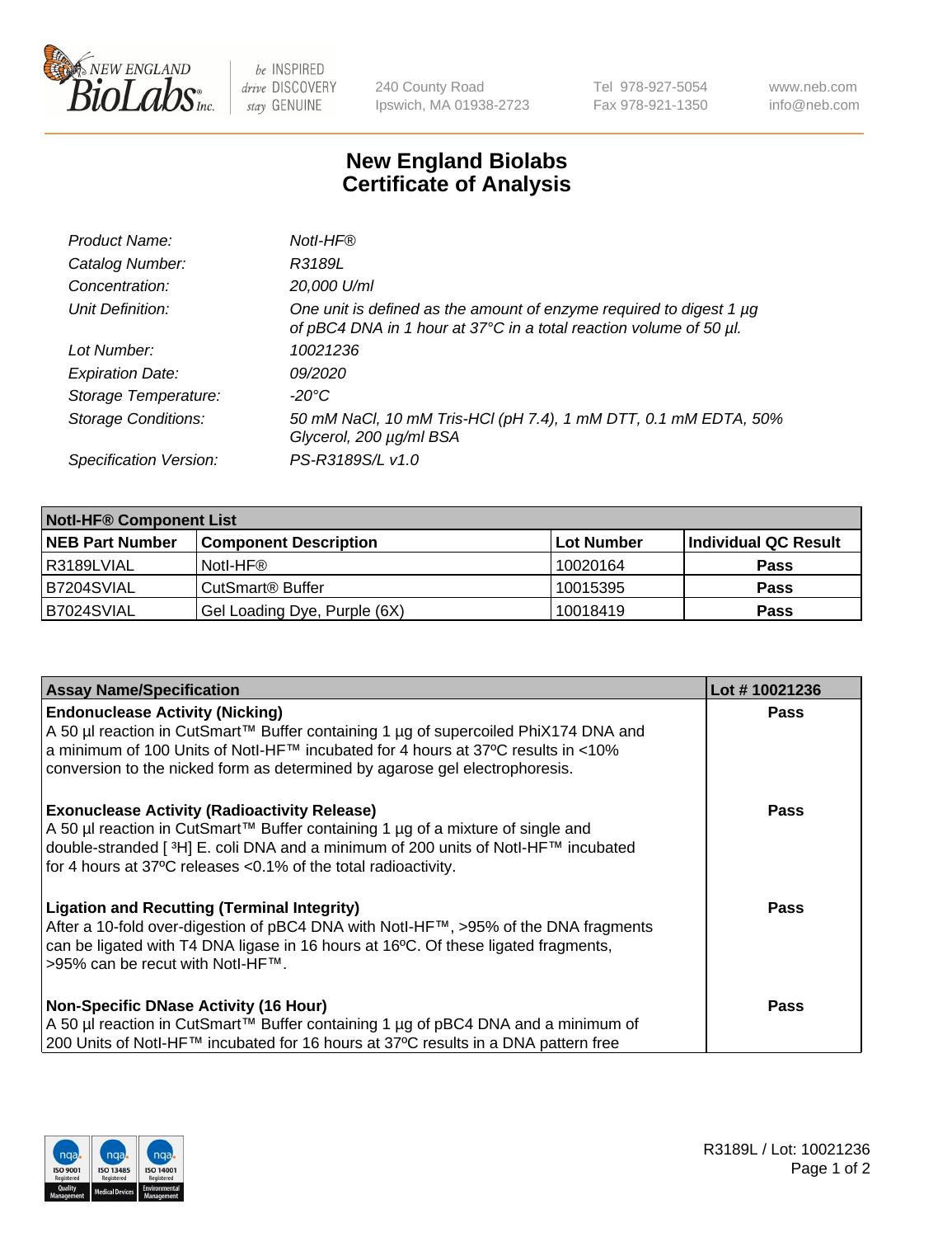New England BioLabs Inc. — be INSPIRED drive DISCOVERY stay GENUINE

240 County Road
Ipswich, MA 01938-2723

Tel 978-927-5054
Fax 978-921-1350

www.neb.com
info@neb.com

# New England Biolabs Certificate of Analysis

| | |
|---|---|
| *Product Name:* | *NotI-HF®* |
| *Catalog Number:* | *R3189L* |
| *Concentration:* | *20,000 U/ml* |
| *Unit Definition:* | *One unit is defined as the amount of enzyme required to digest 1 µg of pBC4 DNA in 1 hour at 37°C in a total reaction volume of 50 µl.* |
| *Lot Number:* | *10021236* |
| *Expiration Date:* | *09/2020* |
| *Storage Temperature:* | *-20°C* |
| *Storage Conditions:* | *50 mM NaCl, 10 mM Tris-HCl (pH 7.4), 1 mM DTT, 0.1 mM EDTA, 50% Glycerol, 200 µg/ml BSA* |
| *Specification Version:* | *PS-R3189S/L v1.0* |

| **NotI-HF® Component List** | | | |
|---|---|---|---|
| **NEB Part Number** | **Component Description** | **Lot Number** | **Individual QC Result** |
| R3189LVIAL | NotI-HF® | 10020164 | **Pass** |
| B7204SVIAL | CutSmart® Buffer | 10015395 | **Pass** |
| B7024SVIAL | Gel Loading Dye, Purple (6X) | 10018419 | **Pass** |

| **Assay Name/Specification** | **Lot # 10021236** |
|---|---|
| **Endonuclease Activity (Nicking)** A 50 µl reaction in CutSmart™ Buffer containing 1 µg of supercoiled PhiX174 DNA and a minimum of 100 Units of NotI-HF™ incubated for 4 hours at 37ºC results in <10% conversion to the nicked form as determined by agarose gel electrophoresis. | **Pass** |
| **Exonuclease Activity (Radioactivity Release)** A 50 µl reaction in CutSmart™ Buffer containing 1 µg of a mixture of single and double-stranded [ $^3$H] E. coli DNA and a minimum of 200 units of NotI-HF™ incubated for 4 hours at 37ºC releases <0.1% of the total radioactivity. | **Pass** |
| **Ligation and Recutting (Terminal Integrity)** After a 10-fold over-digestion of pBC4 DNA with NotI-HF™, >95% of the DNA fragments can be ligated with T4 DNA ligase in 16 hours at 16ºC. Of these ligated fragments, >95% can be recut with NotI-HF™. | **Pass** |
| **Non-Specific DNase Activity (16 Hour)** A 50 µl reaction in CutSmart™ Buffer containing 1 µg of pBC4 DNA and a minimum of 200 Units of NotI-HF™ incubated for 16 hours at 37ºC results in a DNA pattern free | **Pass** |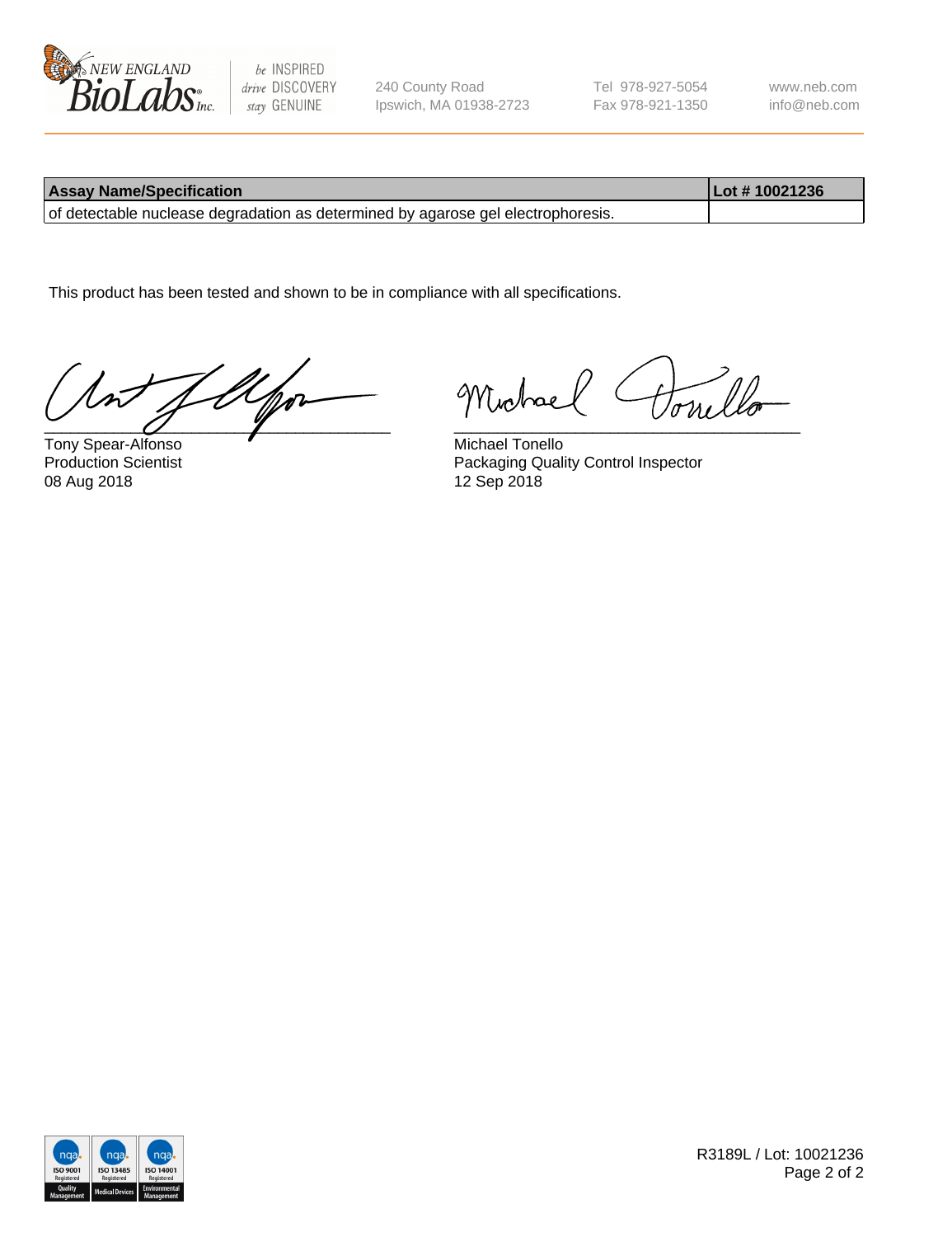| Assay Name/Specification | Lot # 10021236 |
| --- | --- |
| of detectable nuclease degradation as determined by agarose gel electrophoresis. | |

This product has been tested and shown to be in compliance with all specifications.

Tony Spear-Alfonso
Production Scientist
08 Aug 2018

Michael Tonello
Packaging Quality Control Inspector
12 Sep 2018

R3189L / Lot: 10021236